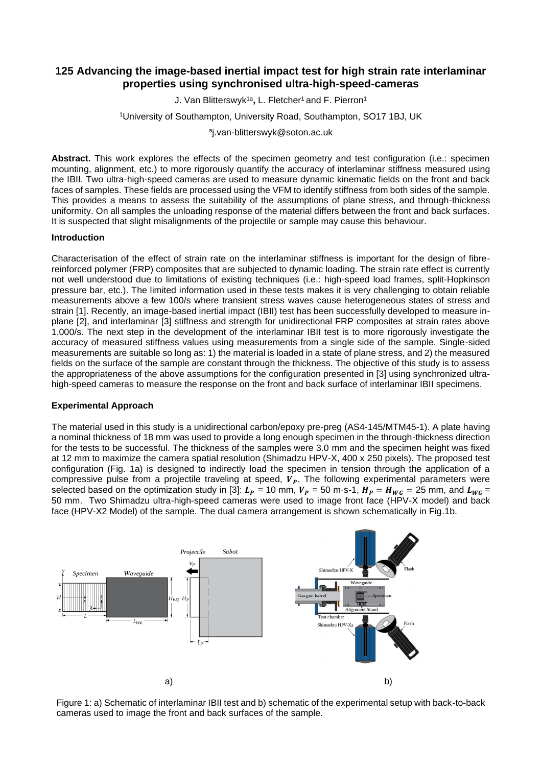# 125 Advancing the image-based inertial impact test for high strain rate interlaminar properties using synchronised ultra-high-speed-cameras

J. Van Blitterswyk[1a], L. Fletcher[1] and F. Pierron[1]

[1]University of Southampton, University Road, Southampton, SO17 1BJ, UK

[a]j.van-blitterswyk@soton.ac.uk

**Abstract.** This work explores the effects of the specimen geometry and test configuration (i.e.: specimen mounting, alignment, etc.) to more rigorously quantify the accuracy of interlaminar stiffness measured using the IBII. Two ultra-high-speed cameras are used to measure dynamic kinematic fields on the front and back faces of samples. These fields are processed using the VFM to identify stiffness from both sides of the sample. This provides a means to assess the suitability of the assumptions of plane stress, and through-thickness uniformity. On all samples the unloading response of the material differs between the front and back surfaces. It is suspected that slight misalignments of the projectile or sample may cause this behaviour.

### Introduction

Characterisation of the effect of strain rate on the interlaminar stiffness is important for the design of fibre-reinforced polymer (FRP) composites that are subjected to dynamic loading. The strain rate effect is currently not well understood due to limitations of existing techniques (i.e.: high-speed load frames, split-Hopkinson pressure bar, etc.). The limited information used in these tests makes it is very challenging to obtain reliable measurements above a few 100/s where transient stress waves cause heterogeneous states of stress and strain [1]. Recently, an image-based inertial impact (IBII) test has been successfully developed to measure in-plane [2], and interlaminar [3] stiffness and strength for unidirectional FRP composites at strain rates above 1,000/s. The next step in the development of the interlaminar IBII test is to more rigorously investigate the accuracy of measured stiffness values using measurements from a single side of the sample. Single-sided measurements are suitable so long as: 1) the material is loaded in a state of plane stress, and 2) the measured fields on the surface of the sample are constant through the thickness. The objective of this study is to assess the appropriateness of the above assumptions for the configuration presented in [3] using synchronized ultra-high-speed cameras to measure the response on the front and back surface of interlaminar IBII specimens.

### Experimental Approach

The material used in this study is a unidirectional carbon/epoxy pre-preg (AS4-145/MTM45-1). A plate having a nominal thickness of 18 mm was used to provide a long enough specimen in the through-thickness direction for the tests to be successful. The thickness of the samples were 3.0 mm and the specimen height was fixed at 12 mm to maximize the camera spatial resolution (Shimadzu HPV-X, 400 x 250 pixels). The proposed test configuration (Fig. 1a) is designed to indirectly load the specimen in tension through the application of a compressive pulse from a projectile traveling at speed, $V_P$. The following experimental parameters were selected based on the optimization study in [3]: $L_P$ = 10 mm, $V_P$ = 50 m·s-1, $H_P = H_{WG}$ = 25 mm, and $L_{WG}$ = 50 mm. Two Shimadzu ultra-high-speed cameras were used to image front face (HPV-X model) and back face (HPV-X2 Model) of the sample. The dual camera arrangement is shown schematically in Fig.1b.

Figure 1: a) Schematic of interlaminar IBII test and b) schematic of the experimental setup with back-to-back cameras used to image the front and back surfaces of the sample.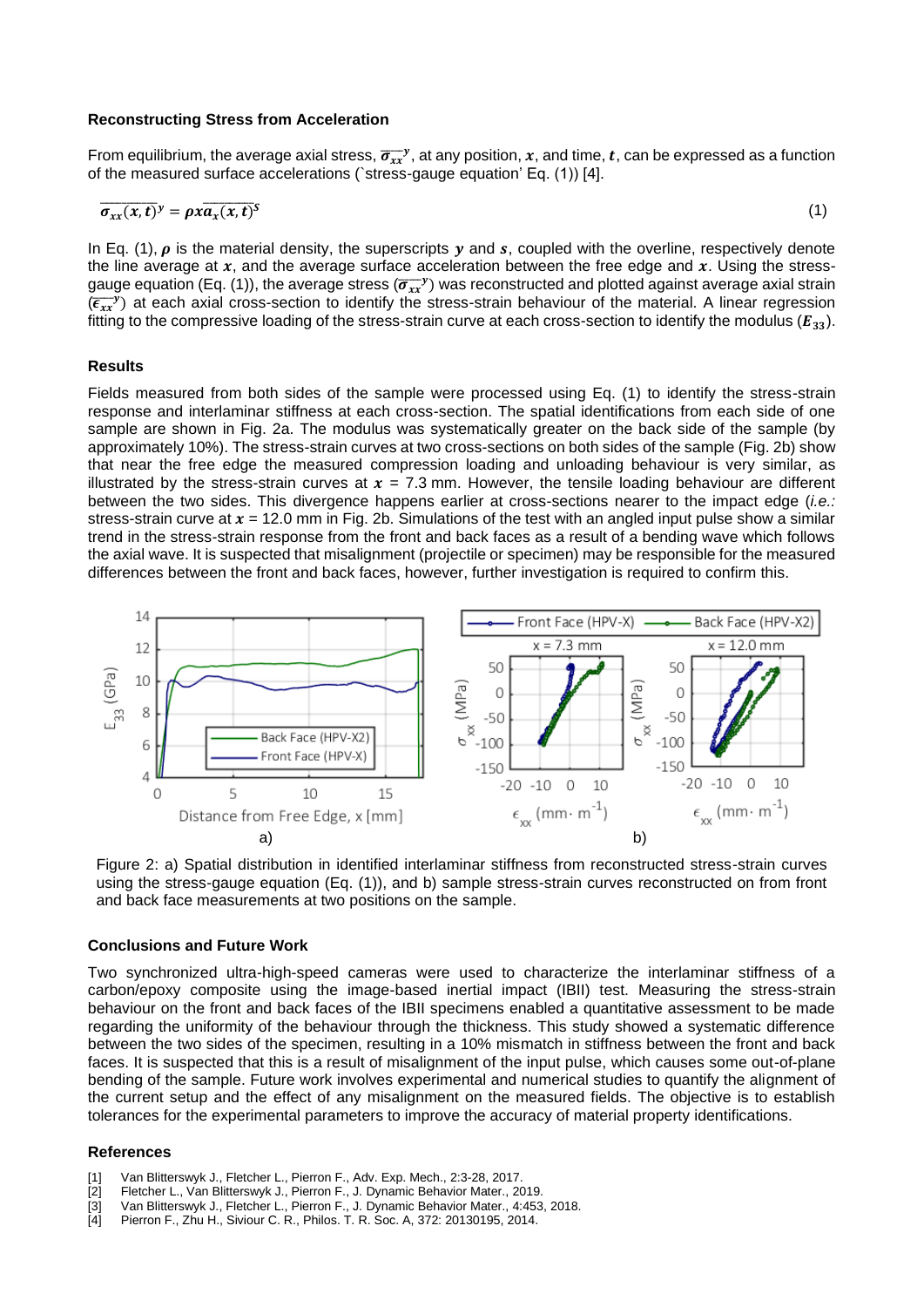**Reconstructing Stress from Acceleration**

From equilibrium, the average axial stress, $\overline{\sigma_{xx}}^y$, at any position, $x$, and time, $t$, can be expressed as a function of the measured surface accelerations (`stress-gauge equation' Eq. (1)) [4].

$$\overline{\sigma_{xx}(x,t)}^y = \rho x \overline{a_x(x,t)}^S \tag{1}$$

In Eq. (1), $\rho$ is the material density, the superscripts $y$ and $s$, coupled with the overline, respectively denote the line average at $x$, and the average surface acceleration between the free edge and $x$. Using the stress-gauge equation (Eq. (1)), the average stress ($\overline{\sigma_{xx}}^y$) was reconstructed and plotted against average axial strain ($\overline{\epsilon_{xx}}^y$) at each axial cross-section to identify the stress-strain behaviour of the material. A linear regression fitting to the compressive loading of the stress-strain curve at each cross-section to identify the modulus ($E_{33}$).

**Results**

Fields measured from both sides of the sample were processed using Eq. (1) to identify the stress-strain response and interlaminar stiffness at each cross-section. The spatial identifications from each side of one sample are shown in Fig. 2a. The modulus was systematically greater on the back side of the sample (by approximately 10%). The stress-strain curves at two cross-sections on both sides of the sample (Fig. 2b) show that near the free edge the measured compression loading and unloading behaviour is very similar, as illustrated by the stress-strain curves at $x$ = 7.3 mm. However, the tensile loading behaviour are different between the two sides. This divergence happens earlier at cross-sections nearer to the impact edge (*i.e.:* stress-strain curve at $x$ = 12.0 mm in Fig. 2b. Simulations of the test with an angled input pulse show a similar trend in the stress-strain response from the front and back faces as a result of a bending wave which follows the axial wave. It is suspected that misalignment (projectile or specimen) may be responsible for the measured differences between the front and back faces, however, further investigation is required to confirm this.

14
12
10
8
6
4
$E_{33}$ (GPa)
0 5 10 15
Distance from Free Edge, x [mm]
Back Face (HPV-X2)
Front Face (HPV-X)
a)

Front Face (HPV-X)
Back Face (HPV-X2)
x = 7.3 mm
x = 12.0 mm
50
0
-50
-100
-150
$\sigma_{xx}$ (MPa)
-20 -10 0 10
$\epsilon_{xx}$ (mm· m$^{-1}$)
b)

Figure 2: a) Spatial distribution in identified interlaminar stiffness from reconstructed stress-strain curves using the stress-gauge equation (Eq. (1)), and b) sample stress-strain curves reconstructed on from front and back face measurements at two positions on the sample.

**Conclusions and Future Work**

Two synchronized ultra-high-speed cameras were used to characterize the interlaminar stiffness of a carbon/epoxy composite using the image-based inertial impact (IBII) test. Measuring the stress-strain behaviour on the front and back faces of the IBII specimens enabled a quantitative assessment to be made regarding the uniformity of the behaviour through the thickness. This study showed a systematic difference between the two sides of the specimen, resulting in a 10% mismatch in stiffness between the front and back faces. It is suspected that this is a result of misalignment of the input pulse, which causes some out-of-plane bending of the sample. Future work involves experimental and numerical studies to quantify the alignment of the current setup and the effect of any misalignment on the measured fields. The objective is to establish tolerances for the experimental parameters to improve the accuracy of material property identifications.

**References**

[1] Van Blitterswyk J., Fletcher L., Pierron F., Adv. Exp. Mech., 2:3-28, 2017.
[2] Fletcher L., Van Blitterswyk J., Pierron F., J. Dynamic Behavior Mater., 2019.
[3] Van Blitterswyk J., Fletcher L., Pierron F., J. Dynamic Behavior Mater., 4:453, 2018.
[4] Pierron F., Zhu H., Siviour C. R., Philos. T. R. Soc. A, 372: 20130195, 2014.